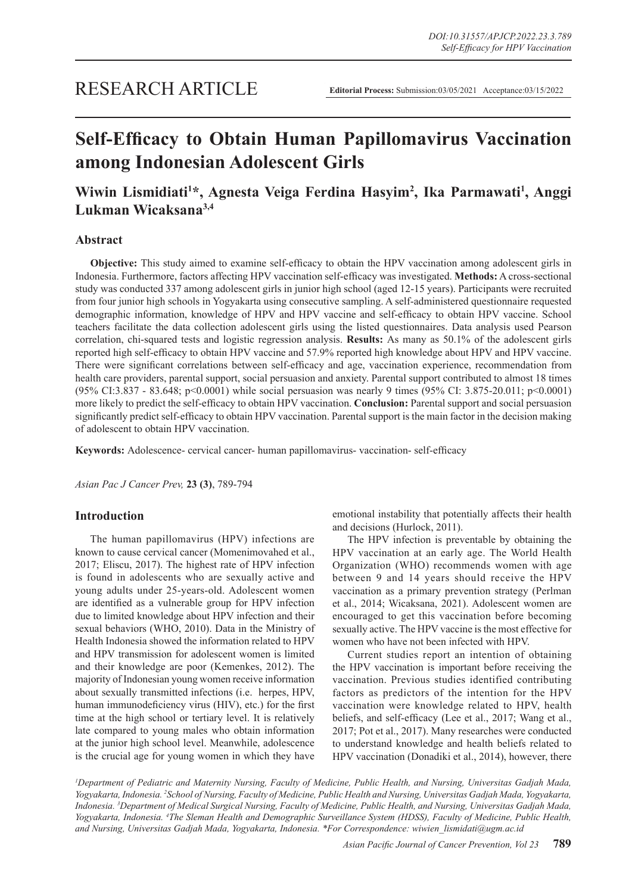RESEARCH ARTICLE

**Editorial Process:** Submission:03/05/2021 Acceptance:03/15/2022

# Self-Efficacy to Obtain Human Papillomavirus Vaccination among Indonesian Adolescent Girls

**Wiwin Lismidiati[1]*, Agnesta Veiga Ferdina Hasyim[2], Ika Parmawati[1], Anggi Lukman Wicaksana[3,4]**

## Abstract

**Objective:** This study aimed to examine self-efficacy to obtain the HPV vaccination among adolescent girls in Indonesia. Furthermore, factors affecting HPV vaccination self-efficacy was investigated. **Methods:** A cross-sectional study was conducted 337 among adolescent girls in junior high school (aged 12-15 years). Participants were recruited from four junior high schools in Yogyakarta using consecutive sampling. A self-administered questionnaire requested demographic information, knowledge of HPV and HPV vaccine and self-efficacy to obtain HPV vaccine. School teachers facilitate the data collection adolescent girls using the listed questionnaires. Data analysis used Pearson correlation, chi-squared tests and logistic regression analysis. **Results:** As many as 50.1% of the adolescent girls reported high self-efficacy to obtain HPV vaccine and 57.9% reported high knowledge about HPV and HPV vaccine. There were significant correlations between self-efficacy and age, vaccination experience, recommendation from health care providers, parental support, social persuasion and anxiety. Parental support contributed to almost 18 times (95% CI:3.837 - 83.648; p<0.0001) while social persuasion was nearly 9 times (95% CI: 3.875-20.011; p<0.0001) more likely to predict the self-efficacy to obtain HPV vaccination. **Conclusion:** Parental support and social persuasion significantly predict self-efficacy to obtain HPV vaccination. Parental support is the main factor in the decision making of adolescent to obtain HPV vaccination.

**Keywords:** Adolescence- cervical cancer- human papillomavirus- vaccination- self-efficacy

*Asian Pac J Cancer Prev,* **23 (3)**, 789-794

## Introduction

The human papillomavirus (HPV) infections are known to cause cervical cancer (Momenimovahed et al., 2017; Eliscu, 2017). The highest rate of HPV infection is found in adolescents who are sexually active and young adults under 25-years-old. Adolescent women are identified as a vulnerable group for HPV infection due to limited knowledge about HPV infection and their sexual behaviors (WHO, 2010). Data in the Ministry of Health Indonesia showed the information related to HPV and HPV transmission for adolescent women is limited and their knowledge are poor (Kemenkes, 2012). The majority of Indonesian young women receive information about sexually transmitted infections (i.e. herpes, HPV, human immunodeficiency virus (HIV), etc.) for the first time at the high school or tertiary level. It is relatively late compared to young males who obtain information at the junior high school level. Meanwhile, adolescence is the crucial age for young women in which they have emotional instability that potentially affects their health and decisions (Hurlock, 2011).

The HPV infection is preventable by obtaining the HPV vaccination at an early age. The World Health Organization (WHO) recommends women with age between 9 and 14 years should receive the HPV vaccination as a primary prevention strategy (Perlman et al., 2014; Wicaksana, 2021). Adolescent women are encouraged to get this vaccination before becoming sexually active. The HPV vaccine is the most effective for women who have not been infected with HPV.

Current studies report an intention of obtaining the HPV vaccination is important before receiving the vaccination. Previous studies identified contributing factors as predictors of the intention for the HPV vaccination were knowledge related to HPV, health beliefs, and self-efficacy (Lee et al., 2017; Wang et al., 2017; Pot et al., 2017). Many researches were conducted to understand knowledge and health beliefs related to HPV vaccination (Donadiki et al., 2014), however, there

*[1]Department of Pediatric and Maternity Nursing, Faculty of Medicine, Public Health, and Nursing, Universitas Gadjah Mada, Yogyakarta, Indonesia. [2]School of Nursing, Faculty of Medicine, Public Health and Nursing, Universitas Gadjah Mada, Yogyakarta, Indonesia. [3]Department of Medical Surgical Nursing, Faculty of Medicine, Public Health, and Nursing, Universitas Gadjah Mada, Yogyakarta, Indonesia. [4]The Sleman Health and Demographic Surveillance System (HDSS), Faculty of Medicine, Public Health, and Nursing, Universitas Gadjah Mada, Yogyakarta, Indonesia. *For Correspondence: wiwien_lismidati@ugm.ac.id*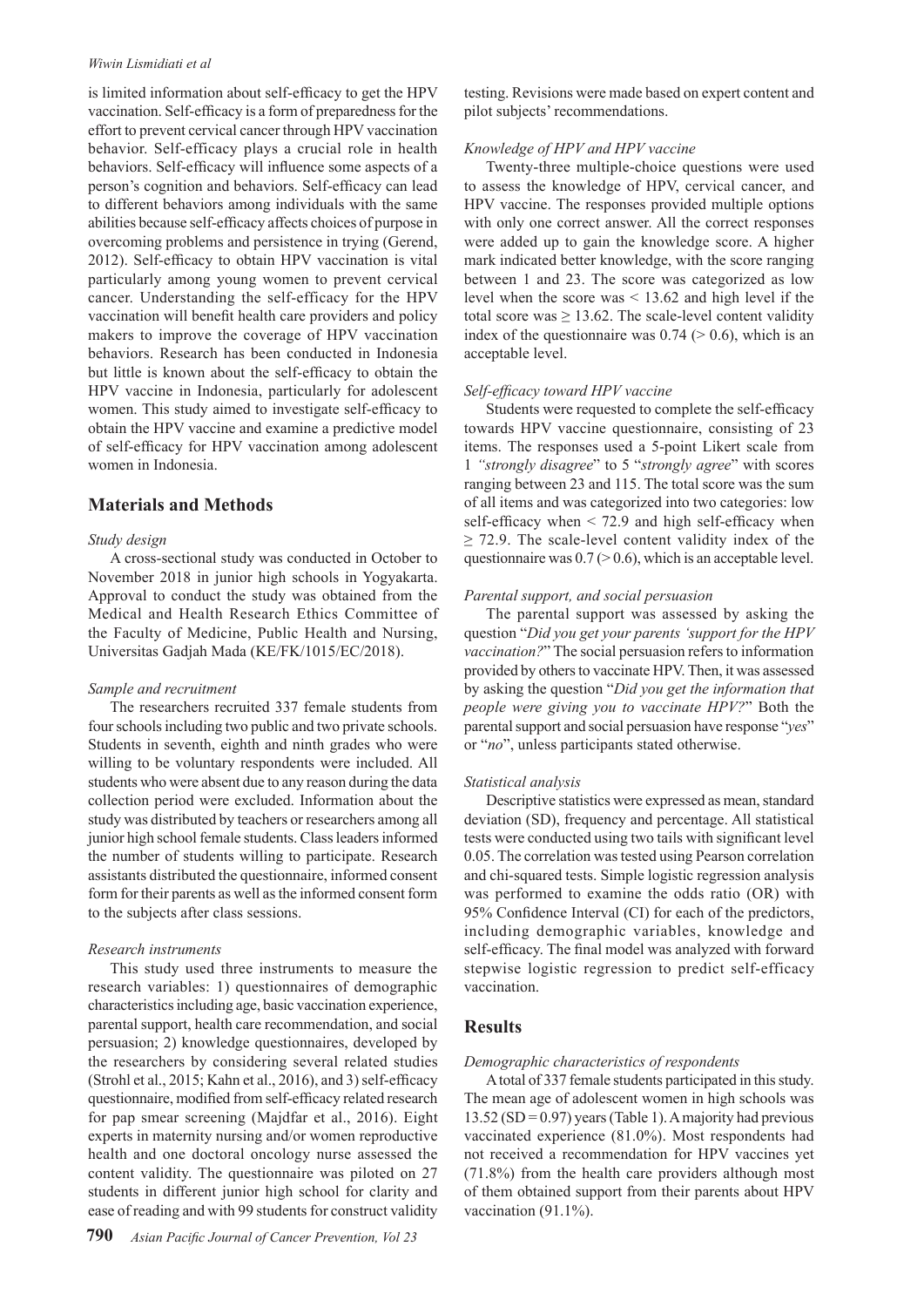is limited information about self-efficacy to get the HPV vaccination. Self-efficacy is a form of preparedness for the effort to prevent cervical cancer through HPV vaccination behavior. Self-efficacy plays a crucial role in health behaviors. Self-efficacy will influence some aspects of a person's cognition and behaviors. Self-efficacy can lead to different behaviors among individuals with the same abilities because self-efficacy affects choices of purpose in overcoming problems and persistence in trying (Gerend, 2012). Self-efficacy to obtain HPV vaccination is vital particularly among young women to prevent cervical cancer. Understanding the self-efficacy for the HPV vaccination will benefit health care providers and policy makers to improve the coverage of HPV vaccination behaviors. Research has been conducted in Indonesia but little is known about the self-efficacy to obtain the HPV vaccine in Indonesia, particularly for adolescent women. This study aimed to investigate self-efficacy to obtain the HPV vaccine and examine a predictive model of self-efficacy for HPV vaccination among adolescent women in Indonesia.

## Materials and Methods

*Study design*

A cross-sectional study was conducted in October to November 2018 in junior high schools in Yogyakarta. Approval to conduct the study was obtained from the Medical and Health Research Ethics Committee of the Faculty of Medicine, Public Health and Nursing, Universitas Gadjah Mada (KE/FK/1015/EC/2018).

*Sample and recruitment*

The researchers recruited 337 female students from four schools including two public and two private schools. Students in seventh, eighth and ninth grades who were willing to be voluntary respondents were included. All students who were absent due to any reason during the data collection period were excluded. Information about the study was distributed by teachers or researchers among all junior high school female students. Class leaders informed the number of students willing to participate. Research assistants distributed the questionnaire, informed consent form for their parents as well as the informed consent form to the subjects after class sessions.

*Research instruments*

This study used three instruments to measure the research variables: 1) questionnaires of demographic characteristics including age, basic vaccination experience, parental support, health care recommendation, and social persuasion; 2) knowledge questionnaires, developed by the researchers by considering several related studies (Strohl et al., 2015; Kahn et al., 2016), and 3) self-efficacy questionnaire, modified from self-efficacy related research for pap smear screening (Majdfar et al., 2016). Eight experts in maternity nursing and/or women reproductive health and one doctoral oncology nurse assessed the content validity. The questionnaire was piloted on 27 students in different junior high school for clarity and ease of reading and with 99 students for construct validity testing. Revisions were made based on expert content and pilot subjects' recommendations.

*Knowledge of HPV and HPV vaccine*

Twenty-three multiple-choice questions were used to assess the knowledge of HPV, cervical cancer, and HPV vaccine. The responses provided multiple options with only one correct answer. All the correct responses were added up to gain the knowledge score. A higher mark indicated better knowledge, with the score ranging between 1 and 23. The score was categorized as low level when the score was < 13.62 and high level if the total score was ≥ 13.62. The scale-level content validity index of the questionnaire was 0.74 (> 0.6), which is an acceptable level.

*Self-efficacy toward HPV vaccine*

Students were requested to complete the self-efficacy towards HPV vaccine questionnaire, consisting of 23 items. The responses used a 5-point Likert scale from 1 *"strongly disagree*" to 5 "*strongly agree*" with scores ranging between 23 and 115. The total score was the sum of all items and was categorized into two categories: low self-efficacy when < 72.9 and high self-efficacy when ≥ 72.9. The scale-level content validity index of the questionnaire was 0.7 (> 0.6), which is an acceptable level.

*Parental support, and social persuasion*

The parental support was assessed by asking the question "*Did you get your parents 'support for the HPV vaccination?*" The social persuasion refers to information provided by others to vaccinate HPV. Then, it was assessed by asking the question "*Did you get the information that people were giving you to vaccinate HPV?*" Both the parental support and social persuasion have response "*yes*" or "*no*", unless participants stated otherwise.

*Statistical analysis*

Descriptive statistics were expressed as mean, standard deviation (SD), frequency and percentage. All statistical tests were conducted using two tails with significant level 0.05. The correlation was tested using Pearson correlation and chi-squared tests. Simple logistic regression analysis was performed to examine the odds ratio (OR) with 95% Confidence Interval (CI) for each of the predictors, including demographic variables, knowledge and self-efficacy. The final model was analyzed with forward stepwise logistic regression to predict self-efficacy vaccination.

## Results

*Demographic characteristics of respondents*

A total of 337 female students participated in this study. The mean age of adolescent women in high schools was 13.52 (SD = 0.97) years (Table 1). A majority had previous vaccinated experience (81.0%). Most respondents had not received a recommendation for HPV vaccines yet (71.8%) from the health care providers although most of them obtained support from their parents about HPV vaccination (91.1%).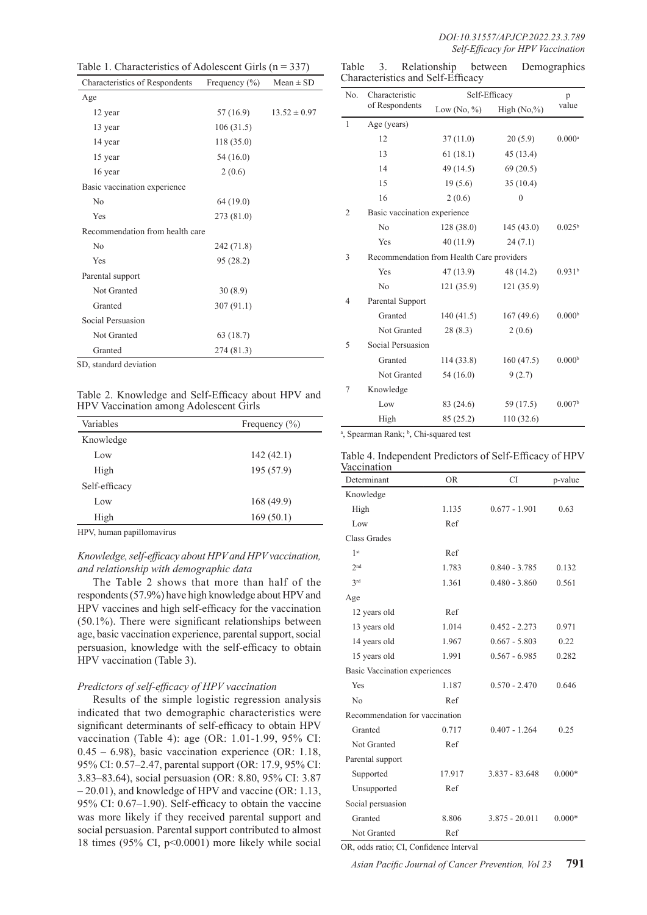Table 1. Characteristics of Adolescent Girls (n = 337)

| Characteristics of Respondents | Frequency (%) | Mean ± SD |
|---|---|---|
| Age | | |
| 12 year | 57 (16.9) | 13.52 ± 0.97 |
| 13 year | 106 (31.5) | |
| 14 year | 118 (35.0) | |
| 15 year | 54 (16.0) | |
| 16 year | 2 (0.6) | |
| Basic vaccination experience | | |
| No | 64 (19.0) | |
| Yes | 273 (81.0) | |
| Recommendation from health care | | |
| No | 242 (71.8) | |
| Yes | 95 (28.2) | |
| Parental support | | |
| Not Granted | 30 (8.9) | |
| Granted | 307 (91.1) | |
| Social Persuasion | | |
| Not Granted | 63 (18.7) | |
| Granted | 274 (81.3) | |

SD, standard deviation

Table 2. Knowledge and Self-Efficacy about HPV and HPV Vaccination among Adolescent Girls

| Variables | Frequency (%) |
|---|---|
| Knowledge | |
| Low | 142 (42.1) |
| High | 195 (57.9) |
| Self-efficacy | |
| Low | 168 (49.9) |
| High | 169 (50.1) |

HPV, human papillomavirus

*Knowledge, self-efficacy about HPV and HPV vaccination, and relationship with demographic data*

The Table 2 shows that more than half of the respondents (57.9%) have high knowledge about HPV and HPV vaccines and high self-efficacy for the vaccination (50.1%). There were significant relationships between age, basic vaccination experience, parental support, social persuasion, knowledge with the self-efficacy to obtain HPV vaccination (Table 3).

*Predictors of self-efficacy of HPV vaccination*

Results of the simple logistic regression analysis indicated that two demographic characteristics were significant determinants of self-efficacy to obtain HPV vaccination (Table 4): age (OR: 1.01-1.99, 95% CI: 0.45 – 6.98), basic vaccination experience (OR: 1.18, 95% CI: 0.57–2.47, parental support (OR: 17.9, 95% CI: 3.83–83.64), social persuasion (OR: 8.80, 95% CI: 3.87 – 20.01), and knowledge of HPV and vaccine (OR: 1.13, 95% CI: 0.67–1.90). Self-efficacy to obtain the vaccine was more likely if they received parental support and social persuasion. Parental support contributed to almost 18 times (95% CI, p<0.0001) more likely while social

Table 3. Relationship between Demographics Characteristics and Self-Efficacy

| No. | Characteristic of Respondents | Self-Efficacy | | p value |
|---|---|---|---|---|
| | | Low (No, %) | High (No,%) | |
| 1 | Age (years) | | | |
| | 12 | 37 (11.0) | 20 (5.9) | 0.000[a] |
| | 13 | 61 (18.1) | 45 (13.4) | |
| | 14 | 49 (14.5) | 69 (20.5) | |
| | 15 | 19 (5.6) | 35 (10.4) | |
| | 16 | 2 (0.6) | 0 | |
| 2 | Basic vaccination experience | | | |
| | No | 128 (38.0) | 145 (43.0) | 0.025[b] |
| | Yes | 40 (11.9) | 24 (7.1) | |
| 3 | Recommendation from Health Care providers | | | |
| | Yes | 47 (13.9) | 48 (14.2) | 0.931[b] |
| | No | 121 (35.9) | 121 (35.9) | |
| 4 | Parental Support | | | |
| | Granted | 140 (41.5) | 167 (49.6) | 0.000[b] |
| | Not Granted | 28 (8.3) | 2 (0.6) | |
| 5 | Social Persuasion | | | |
| | Granted | 114 (33.8) | 160 (47.5) | 0.000[b] |
| | Not Granted | 54 (16.0) | 9 (2.7) | |
| 7 | Knowledge | | | |
| | Low | 83 (24.6) | 59 (17.5) | 0.007[b] |
| | High | 85 (25.2) | 110 (32.6) | |

[a], Spearman Rank; [b], Chi-squared test

Table 4. Independent Predictors of Self-Efficacy of HPV Vaccination

| Determinant | OR | CI | p-value |
|---|---|---|---|
| Knowledge | | | |
| High | 1.135 | 0.677 - 1.901 | 0.63 |
| Low | Ref | | |
| Class Grades | | | |
| 1st | Ref | | |
| 2nd | 1.783 | 0.840 - 3.785 | 0.132 |
| 3rd | 1.361 | 0.480 - 3.860 | 0.561 |
| Age | | | |
| 12 years old | Ref | | |
| 13 years old | 1.014 | 0.452 - 2.273 | 0.971 |
| 14 years old | 1.967 | 0.667 - 5.803 | 0.22 |
| 15 years old | 1.991 | 0.567 - 6.985 | 0.282 |
| Basic Vaccination experiences | | | |
| Yes | 1.187 | 0.570 - 2.470 | 0.646 |
| No | Ref | | |
| Recommendation for vaccination | | | |
| Granted | 0.717 | 0.407 - 1.264 | 0.25 |
| Not Granted | Ref | | |
| Parental support | | | |
| Supported | 17.917 | 3.837 - 83.648 | 0.000* |
| Unsupported | Ref | | |
| Social persuasion | | | |
| Granted | 8.806 | 3.875 - 20.011 | 0.000* |
| Not Granted | Ref | | |

OR, odds ratio; CI, Confidence Interval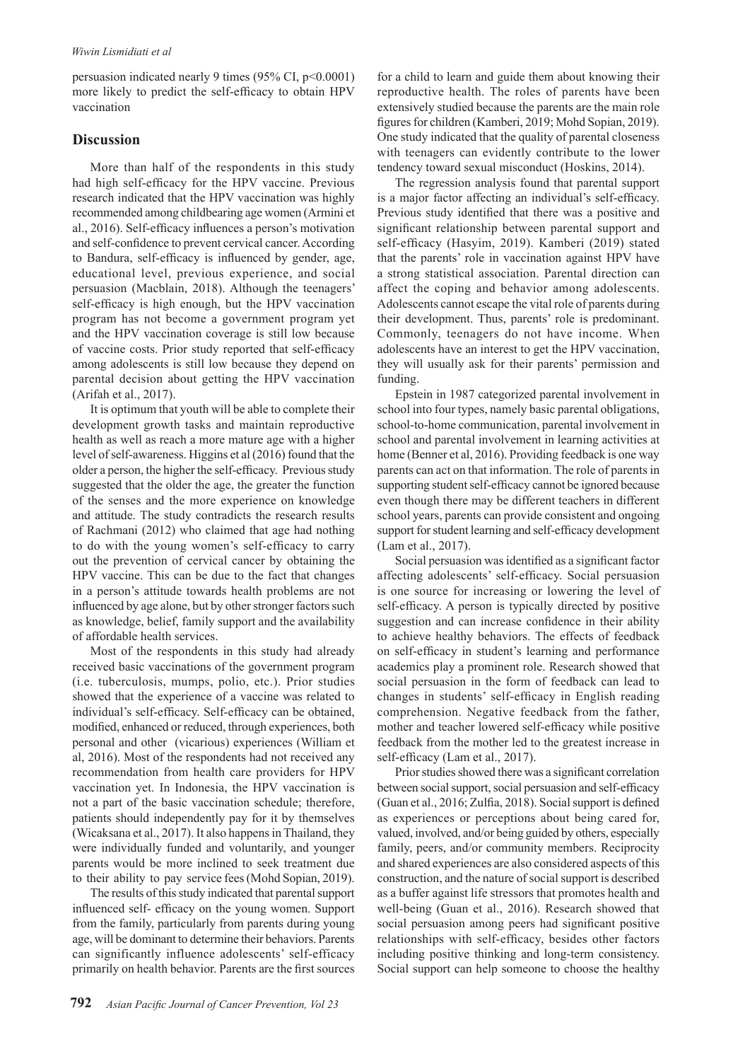persuasion indicated nearly 9 times (95% CI, $p<0.0001$) more likely to predict the self-efficacy to obtain HPV vaccination

## Discussion

More than half of the respondents in this study had high self-efficacy for the HPV vaccine. Previous research indicated that the HPV vaccination was highly recommended among childbearing age women (Armini et al., 2016). Self-efficacy influences a person's motivation and self-confidence to prevent cervical cancer. According to Bandura, self-efficacy is influenced by gender, age, educational level, previous experience, and social persuasion (Macblain, 2018). Although the teenagers' self-efficacy is high enough, but the HPV vaccination program has not become a government program yet and the HPV vaccination coverage is still low because of vaccine costs. Prior study reported that self-efficacy among adolescents is still low because they depend on parental decision about getting the HPV vaccination (Arifah et al., 2017).

It is optimum that youth will be able to complete their development growth tasks and maintain reproductive health as well as reach a more mature age with a higher level of self-awareness. Higgins et al (2016) found that the older a person, the higher the self-efficacy. Previous study suggested that the older the age, the greater the function of the senses and the more experience on knowledge and attitude. The study contradicts the research results of Rachmani (2012) who claimed that age had nothing to do with the young women's self-efficacy to carry out the prevention of cervical cancer by obtaining the HPV vaccine. This can be due to the fact that changes in a person's attitude towards health problems are not influenced by age alone, but by other stronger factors such as knowledge, belief, family support and the availability of affordable health services.

Most of the respondents in this study had already received basic vaccinations of the government program (i.e. tuberculosis, mumps, polio, etc.). Prior studies showed that the experience of a vaccine was related to individual's self-efficacy. Self-efficacy can be obtained, modified, enhanced or reduced, through experiences, both personal and other (vicarious) experiences (William et al, 2016). Most of the respondents had not received any recommendation from health care providers for HPV vaccination yet. In Indonesia, the HPV vaccination is not a part of the basic vaccination schedule; therefore, patients should independently pay for it by themselves (Wicaksana et al., 2017). It also happens in Thailand, they were individually funded and voluntarily, and younger parents would be more inclined to seek treatment due to their ability to pay service fees (Mohd Sopian, 2019).

The results of this study indicated that parental support influenced self- efficacy on the young women. Support from the family, particularly from parents during young age, will be dominant to determine their behaviors. Parents can significantly influence adolescents' self-efficacy primarily on health behavior. Parents are the first sources for a child to learn and guide them about knowing their reproductive health. The roles of parents have been extensively studied because the parents are the main role figures for children (Kamberi, 2019; Mohd Sopian, 2019). One study indicated that the quality of parental closeness with teenagers can evidently contribute to the lower tendency toward sexual misconduct (Hoskins, 2014).

The regression analysis found that parental support is a major factor affecting an individual's self-efficacy. Previous study identified that there was a positive and significant relationship between parental support and self-efficacy (Hasyim, 2019). Kamberi (2019) stated that the parents' role in vaccination against HPV have a strong statistical association. Parental direction can affect the coping and behavior among adolescents. Adolescents cannot escape the vital role of parents during their development. Thus, parents' role is predominant. Commonly, teenagers do not have income. When adolescents have an interest to get the HPV vaccination, they will usually ask for their parents' permission and funding.

Epstein in 1987 categorized parental involvement in school into four types, namely basic parental obligations, school-to-home communication, parental involvement in school and parental involvement in learning activities at home (Benner et al, 2016). Providing feedback is one way parents can act on that information. The role of parents in supporting student self-efficacy cannot be ignored because even though there may be different teachers in different school years, parents can provide consistent and ongoing support for student learning and self-efficacy development (Lam et al., 2017).

Social persuasion was identified as a significant factor affecting adolescents' self-efficacy. Social persuasion is one source for increasing or lowering the level of self-efficacy. A person is typically directed by positive suggestion and can increase confidence in their ability to achieve healthy behaviors. The effects of feedback on self-efficacy in student's learning and performance academics play a prominent role. Research showed that social persuasion in the form of feedback can lead to changes in students' self-efficacy in English reading comprehension. Negative feedback from the father, mother and teacher lowered self-efficacy while positive feedback from the mother led to the greatest increase in self-efficacy (Lam et al., 2017).

Prior studies showed there was a significant correlation between social support, social persuasion and self-efficacy (Guan et al., 2016; Zulfia, 2018). Social support is defined as experiences or perceptions about being cared for, valued, involved, and/or being guided by others, especially family, peers, and/or community members. Reciprocity and shared experiences are also considered aspects of this construction, and the nature of social support is described as a buffer against life stressors that promotes health and well-being (Guan et al., 2016). Research showed that social persuasion among peers had significant positive relationships with self-efficacy, besides other factors including positive thinking and long-term consistency. Social support can help someone to choose the healthy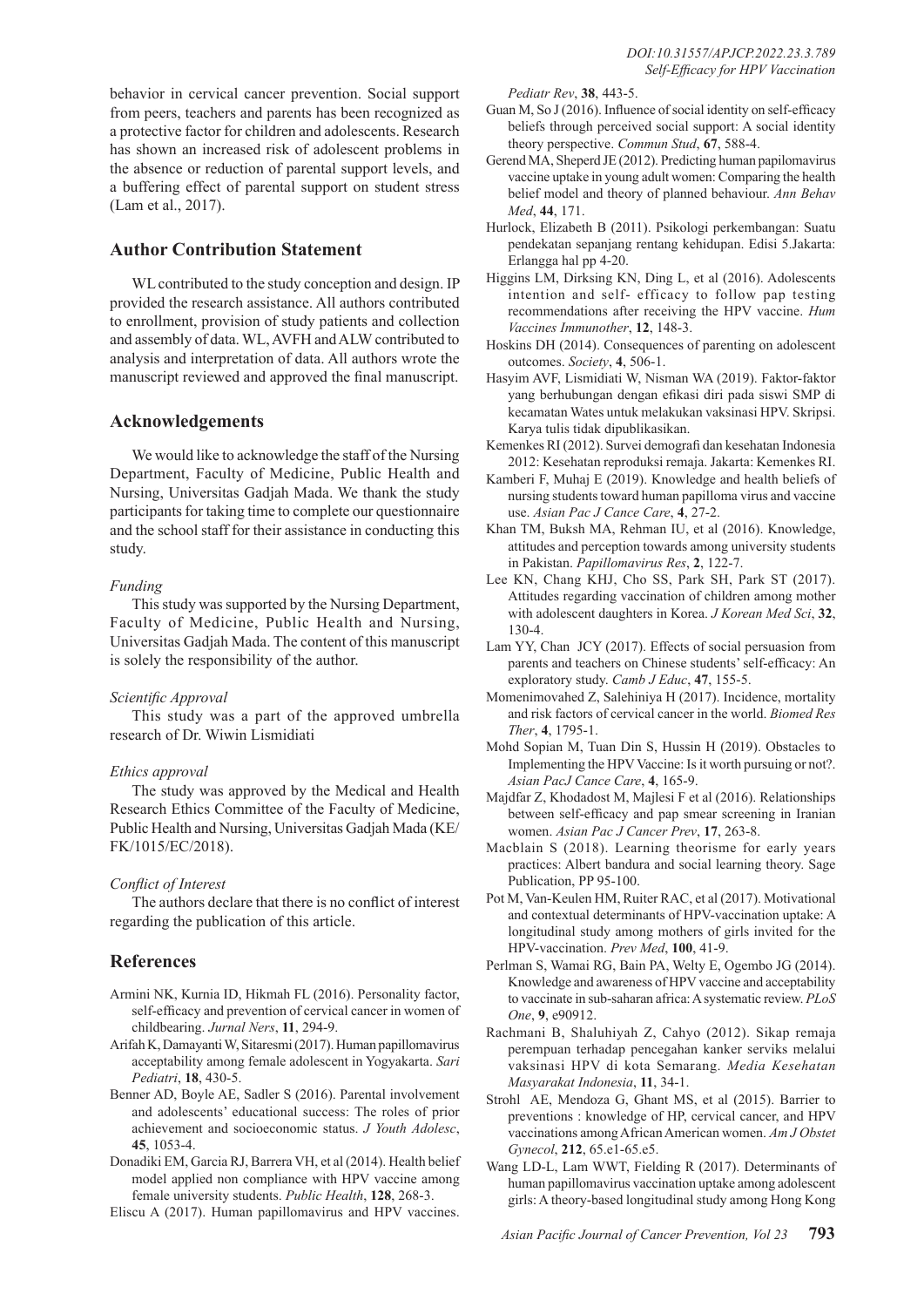behavior in cervical cancer prevention. Social support from peers, teachers and parents has been recognized as a protective factor for children and adolescents. Research has shown an increased risk of adolescent problems in the absence or reduction of parental support levels, and a buffering effect of parental support on student stress (Lam et al., 2017).

## Author Contribution Statement

WL contributed to the study conception and design. IP provided the research assistance. All authors contributed to enrollment, provision of study patients and collection and assembly of data. WL, AVFH and ALW contributed to analysis and interpretation of data. All authors wrote the manuscript reviewed and approved the final manuscript.

## Acknowledgements

We would like to acknowledge the staff of the Nursing Department, Faculty of Medicine, Public Health and Nursing, Universitas Gadjah Mada. We thank the study participants for taking time to complete our questionnaire and the school staff for their assistance in conducting this study.

*Funding*

This study was supported by the Nursing Department, Faculty of Medicine, Public Health and Nursing, Universitas Gadjah Mada. The content of this manuscript is solely the responsibility of the author.

*Scientific Approval*

This study was a part of the approved umbrella research of Dr. Wiwin Lismidiati

*Ethics approval*

The study was approved by the Medical and Health Research Ethics Committee of the Faculty of Medicine, Public Health and Nursing, Universitas Gadjah Mada (KE/FK/1015/EC/2018).

*Conflict of Interest*

The authors declare that there is no conflict of interest regarding the publication of this article.

## References

Armini NK, Kurnia ID, Hikmah FL (2016). Personality factor, self-efficacy and prevention of cervical cancer in women of childbearing. *Jurnal Ners*, **11**, 294-9.

Arifah K, Damayanti W, Sitaresmi (2017). Human papillomavirus acceptability among female adolescent in Yogyakarta. *Sari Pediatri*, **18**, 430-5.

Benner AD, Boyle AE, Sadler S (2016). Parental involvement and adolescents' educational success: The roles of prior achievement and socioeconomic status. *J Youth Adolesc*, **45**, 1053-4.

Donadiki EM, Garcia RJ, Barrera VH, et al (2014). Health belief model applied non compliance with HPV vaccine among female university students. *Public Health*, **128**, 268-3.

Eliscu A (2017). Human papillomavirus and HPV vaccines. *Pediatr Rev*, **38**, 443-5.

Guan M, So J (2016). Influence of social identity on self-efficacy beliefs through perceived social support: A social identity theory perspective. *Commun Stud*, **67**, 588-4.

Gerend MA, Sheperd JE (2012). Predicting human papilomavirus vaccine uptake in young adult women: Comparing the health belief model and theory of planned behaviour. *Ann Behav Med*, **44**, 171.

Hurlock, Elizabeth B (2011). Psikologi perkembangan: Suatu pendekatan sepanjang rentang kehidupan. Edisi 5.Jakarta: Erlangga hal pp 4-20.

Higgins LM, Dirksing KN, Ding L, et al (2016). Adolescents intention and self- efficacy to follow pap testing recommendations after receiving the HPV vaccine. *Hum Vaccines Immunother*, **12**, 148-3.

Hoskins DH (2014). Consequences of parenting on adolescent outcomes. *Society*, **4**, 506-1.

Hasyim AVF, Lismidiati W, Nisman WA (2019). Faktor-faktor yang berhubungan dengan efikasi diri pada siswi SMP di kecamatan Wates untuk melakukan vaksinasi HPV. Skripsi. Karya tulis tidak dipublikasikan.

Kemenkes RI (2012). Survei demografi dan kesehatan Indonesia 2012: Kesehatan reproduksi remaja. Jakarta: Kemenkes RI.

Kamberi F, Muhaj E (2019). Knowledge and health beliefs of nursing students toward human papilloma virus and vaccine use. *Asian Pac J Cance Care*, **4**, 27-2.

Khan TM, Buksh MA, Rehman IU, et al (2016). Knowledge, attitudes and perception towards among university students in Pakistan. *Papillomavirus Res*, **2**, 122-7.

Lee KN, Chang KHJ, Cho SS, Park SH, Park ST (2017). Attitudes regarding vaccination of children among mother with adolescent daughters in Korea. *J Korean Med Sci*, **32**, 130-4.

Lam YY, Chan JCY (2017). Effects of social persuasion from parents and teachers on Chinese students' self-efficacy: An exploratory study. *Camb J Educ*, **47**, 155-5.

Momenimovahed Z, Salehiniya H (2017). Incidence, mortality and risk factors of cervical cancer in the world. *Biomed Res Ther*, **4**, 1795-1.

Mohd Sopian M, Tuan Din S, Hussin H (2019). Obstacles to Implementing the HPV Vaccine: Is it worth pursuing or not?. *Asian PacJ Cance Care*, **4**, 165-9.

Majdfar Z, Khodadost M, Majlesi F et al (2016). Relationships between self-efficacy and pap smear screening in Iranian women. *Asian Pac J Cancer Prev*, **17**, 263-8.

Macblain S (2018). Learning theorisme for early years practices: Albert bandura and social learning theory. Sage Publication, PP 95-100.

Pot M, Van-Keulen HM, Ruiter RAC, et al (2017). Motivational and contextual determinants of HPV-vaccination uptake: A longitudinal study among mothers of girls invited for the HPV-vaccination. *Prev Med*, **100**, 41-9.

Perlman S, Wamai RG, Bain PA, Welty E, Ogembo JG (2014). Knowledge and awareness of HPV vaccine and acceptability to vaccinate in sub-saharan africa: A systematic review. *PLoS One*, **9**, e90912.

Rachmani B, Shaluhiyah Z, Cahyo (2012). Sikap remaja perempuan terhadap pencegahan kanker serviks melalui vaksinasi HPV di kota Semarang. *Media Kesehatan Masyarakat Indonesia*, **11**, 34-1.

Strohl AE, Mendoza G, Ghant MS, et al (2015). Barrier to preventions : knowledge of HP, cervical cancer, and HPV vaccinations among African American women. *Am J Obstet Gynecol*, **212**, 65.e1-65.e5.

Wang LD-L, Lam WWT, Fielding R (2017). Determinants of human papillomavirus vaccination uptake among adolescent girls: A theory-based longitudinal study among Hong Kong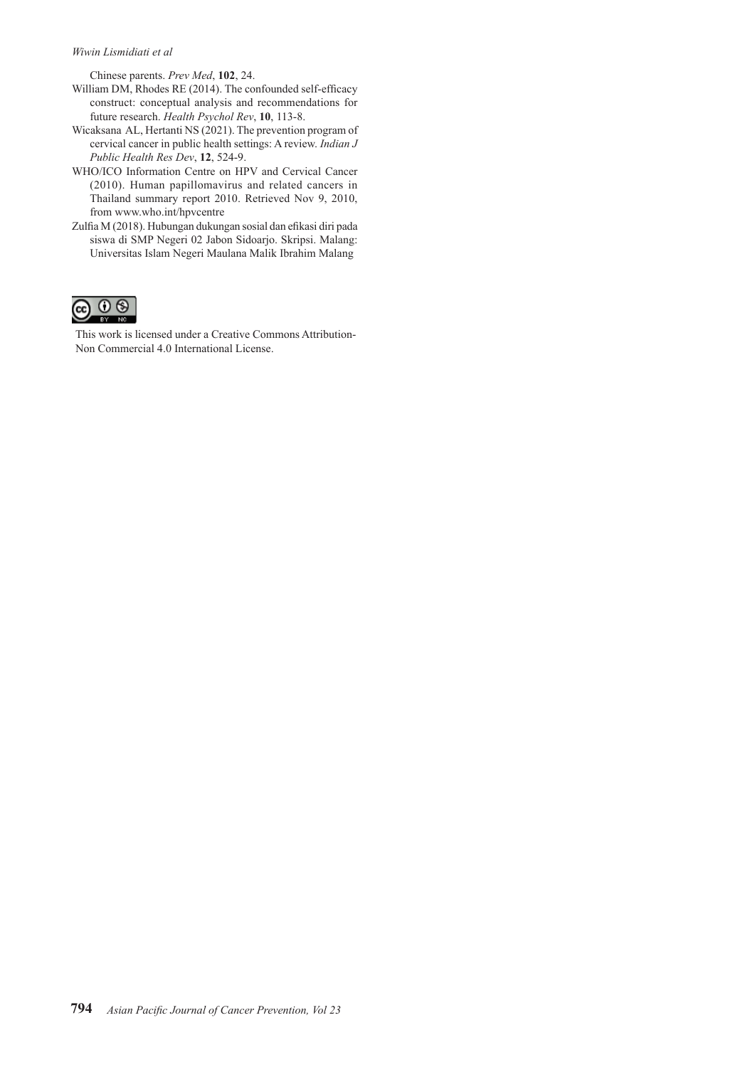Chinese parents. *Prev Med*, **102**, 24.

William DM, Rhodes RE (2014). The confounded self-efficacy construct: conceptual analysis and recommendations for future research. *Health Psychol Rev*, **10**, 113-8.

Wicaksana AL, Hertanti NS (2021). The prevention program of cervical cancer in public health settings: A review. *Indian J Public Health Res Dev*, **12**, 524-9.

WHO/ICO Information Centre on HPV and Cervical Cancer (2010). Human papillomavirus and related cancers in Thailand summary report 2010. Retrieved Nov 9, 2010, from www.who.int/hpvcentre

Zulfia M (2018). Hubungan dukungan sosial dan efikasi diri pada siswa di SMP Negeri 02 Jabon Sidoarjo. Skripsi. Malang: Universitas Islam Negeri Maulana Malik Ibrahim Malang

This work is licensed under a Creative Commons Attribution-Non Commercial 4.0 International License.